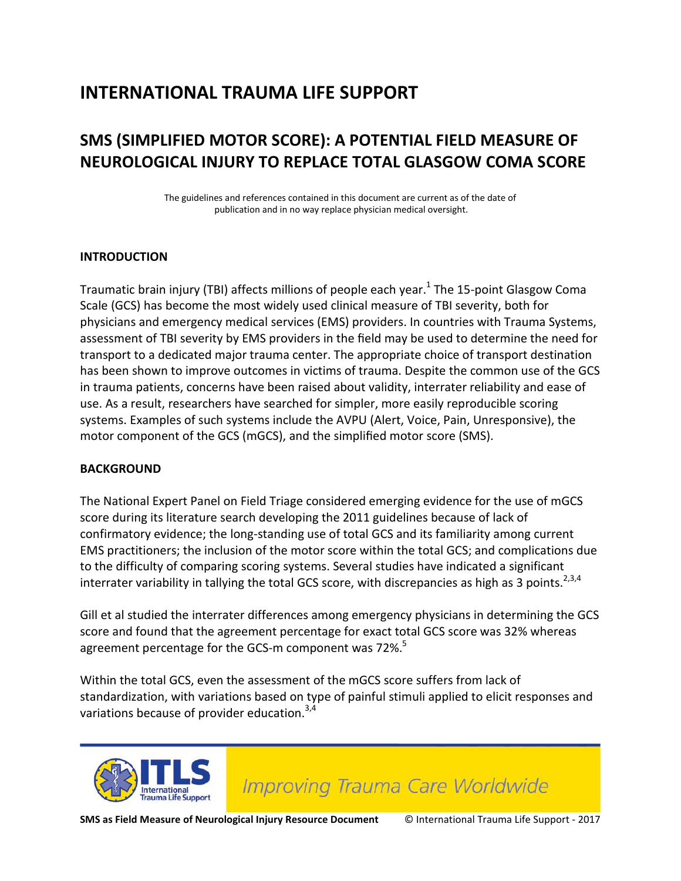# INTERNATIONAL TRAUMA LIFE SUPPORT

## SMS (SIMPLIFIED MOTOR SCORE): A POTENTIAL FIELD MEASURE OF NEUROLOGICAL INJURY TO REPLACE TOTAL GLASGOW COMA SCORE

The guidelines and references contained in this document are current as of the date of publication and in no way replace physician medical oversight.

### INTRODUCTION

Traumatic brain injury (TBI) affects millions of people each year.[1] The 15-point Glasgow Coma Scale (GCS) has become the most widely used clinical measure of TBI severity, both for physicians and emergency medical services (EMS) providers. In countries with Trauma Systems, assessment of TBI severity by EMS providers in the field may be used to determine the need for transport to a dedicated major trauma center. The appropriate choice of transport destination has been shown to improve outcomes in victims of trauma. Despite the common use of the GCS in trauma patients, concerns have been raised about validity, interrater reliability and ease of use. As a result, researchers have searched for simpler, more easily reproducible scoring systems. Examples of such systems include the AVPU (Alert, Voice, Pain, Unresponsive), the motor component of the GCS (mGCS), and the simplified motor score (SMS).

### BACKGROUND

The National Expert Panel on Field Triage considered emerging evidence for the use of mGCS score during its literature search developing the 2011 guidelines because of lack of confirmatory evidence; the long-standing use of total GCS and its familiarity among current EMS practitioners; the inclusion of the motor score within the total GCS; and complications due to the difficulty of comparing scoring systems. Several studies have indicated a significant interrater variability in tallying the total GCS score, with discrepancies as high as 3 points.[2,3,4]

Gill et al studied the interrater differences among emergency physicians in determining the GCS score and found that the agreement percentage for exact total GCS score was 32% whereas agreement percentage for the GCS-m component was 72%.[5]

Within the total GCS, even the assessment of the mGCS score suffers from lack of standardization, with variations based on type of painful stimuli applied to elicit responses and variations because of provider education.[3,4]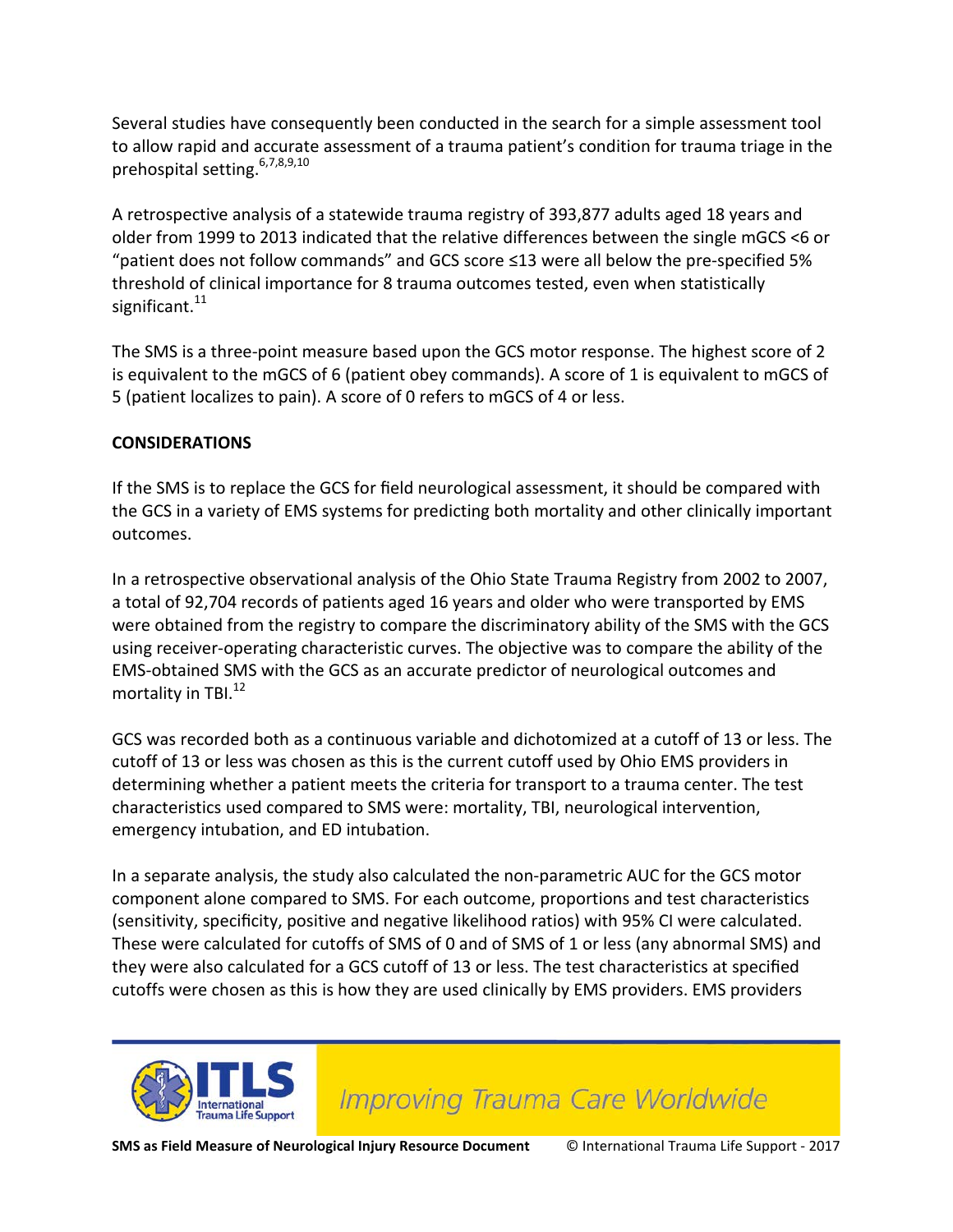Several studies have consequently been conducted in the search for a simple assessment tool to allow rapid and accurate assessment of a trauma patient's condition for trauma triage in the prehospital setting.[6,7,8,9,10]

A retrospective analysis of a statewide trauma registry of 393,877 adults aged 18 years and older from 1999 to 2013 indicated that the relative differences between the single mGCS <6 or "patient does not follow commands" and GCS score ≤13 were all below the pre-specified 5% threshold of clinical importance for 8 trauma outcomes tested, even when statistically significant.[11]

The SMS is a three-point measure based upon the GCS motor response. The highest score of 2 is equivalent to the mGCS of 6 (patient obey commands). A score of 1 is equivalent to mGCS of 5 (patient localizes to pain). A score of 0 refers to mGCS of 4 or less.

**CONSIDERATIONS**

If the SMS is to replace the GCS for field neurological assessment, it should be compared with the GCS in a variety of EMS systems for predicting both mortality and other clinically important outcomes.

In a retrospective observational analysis of the Ohio State Trauma Registry from 2002 to 2007, a total of 92,704 records of patients aged 16 years and older who were transported by EMS were obtained from the registry to compare the discriminatory ability of the SMS with the GCS using receiver-operating characteristic curves. The objective was to compare the ability of the EMS-obtained SMS with the GCS as an accurate predictor of neurological outcomes and mortality in TBI.[12]

GCS was recorded both as a continuous variable and dichotomized at a cutoff of 13 or less. The cutoff of 13 or less was chosen as this is the current cutoff used by Ohio EMS providers in determining whether a patient meets the criteria for transport to a trauma center. The test characteristics used compared to SMS were: mortality, TBI, neurological intervention, emergency intubation, and ED intubation.

In a separate analysis, the study also calculated the non-parametric AUC for the GCS motor component alone compared to SMS. For each outcome, proportions and test characteristics (sensitivity, specificity, positive and negative likelihood ratios) with 95% CI were calculated. These were calculated for cutoffs of SMS of 0 and of SMS of 1 or less (any abnormal SMS) and they were also calculated for a GCS cutoff of 13 or less. The test characteristics at specified cutoffs were chosen as this is how they are used clinically by EMS providers. EMS providers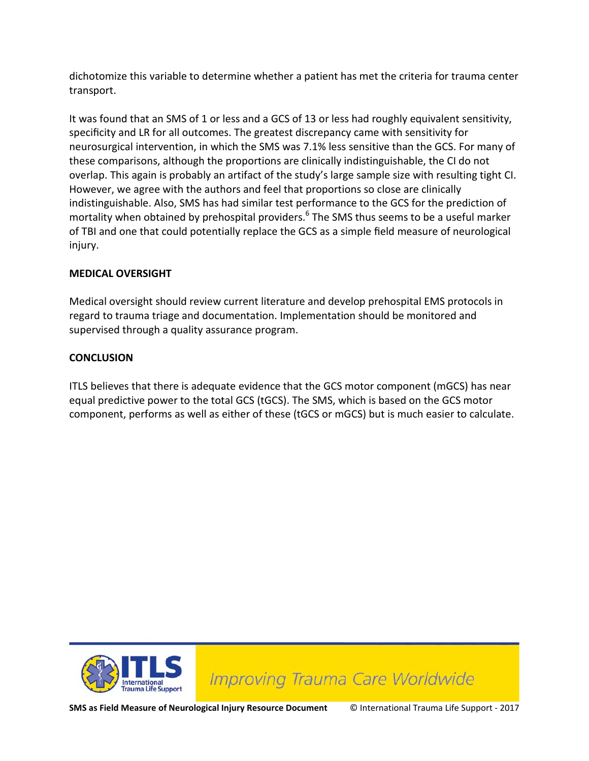dichotomize this variable to determine whether a patient has met the criteria for trauma center transport.

It was found that an SMS of 1 or less and a GCS of 13 or less had roughly equivalent sensitivity, specificity and LR for all outcomes. The greatest discrepancy came with sensitivity for neurosurgical intervention, in which the SMS was 7.1% less sensitive than the GCS. For many of these comparisons, although the proportions are clinically indistinguishable, the CI do not overlap. This again is probably an artifact of the study's large sample size with resulting tight CI. However, we agree with the authors and feel that proportions so close are clinically indistinguishable. Also, SMS has had similar test performance to the GCS for the prediction of mortality when obtained by prehospital providers.[6] The SMS thus seems to be a useful marker of TBI and one that could potentially replace the GCS as a simple field measure of neurological injury.

**MEDICAL OVERSIGHT**

Medical oversight should review current literature and develop prehospital EMS protocols in regard to trauma triage and documentation. Implementation should be monitored and supervised through a quality assurance program.

**CONCLUSION**

ITLS believes that there is adequate evidence that the GCS motor component (mGCS) has near equal predictive power to the total GCS (tGCS). The SMS, which is based on the GCS motor component, performs as well as either of these (tGCS or mGCS) but is much easier to calculate.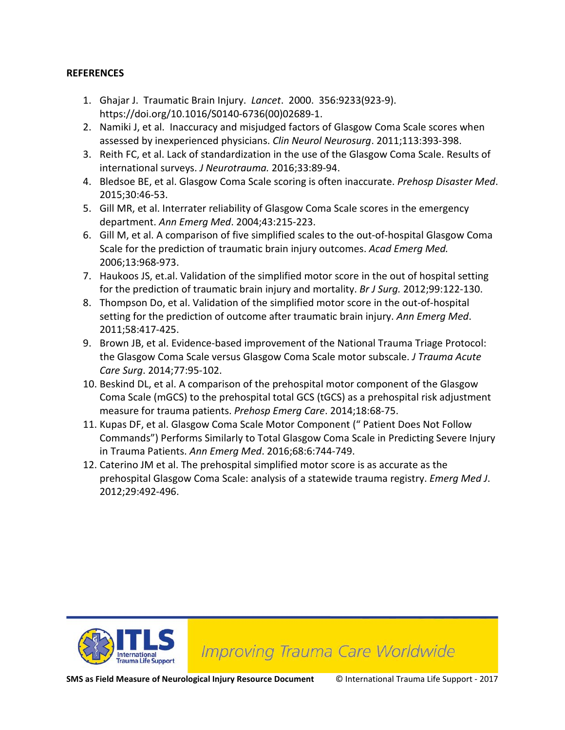**REFERENCES**

1. Ghajar J. Traumatic Brain Injury. *Lancet*. 2000. 356:9233(923-9). https://doi.org/10.1016/S0140-6736(00)02689-1.
2. Namiki J, et al. Inaccuracy and misjudged factors of Glasgow Coma Scale scores when assessed by inexperienced physicians. *Clin Neurol Neurosurg*. 2011;113:393-398.
3. Reith FC, et al. Lack of standardization in the use of the Glasgow Coma Scale. Results of international surveys. *J Neurotrauma.* 2016;33:89-94.
4. Bledsoe BE, et al. Glasgow Coma Scale scoring is often inaccurate. *Prehosp Disaster Med*. 2015;30:46-53.
5. Gill MR, et al. Interrater reliability of Glasgow Coma Scale scores in the emergency department. *Ann Emerg Med*. 2004;43:215-223.
6. Gill M, et al. A comparison of five simplified scales to the out-of-hospital Glasgow Coma Scale for the prediction of traumatic brain injury outcomes. *Acad Emerg Med.* 2006;13:968-973.
7. Haukoos JS, et.al. Validation of the simplified motor score in the out of hospital setting for the prediction of traumatic brain injury and mortality. *Br J Surg.* 2012;99:122-130.
8. Thompson Do, et al. Validation of the simplified motor score in the out-of-hospital setting for the prediction of outcome after traumatic brain injury. *Ann Emerg Med*. 2011;58:417-425.
9. Brown JB, et al. Evidence-based improvement of the National Trauma Triage Protocol: the Glasgow Coma Scale versus Glasgow Coma Scale motor subscale. *J Trauma Acute Care Surg*. 2014;77:95-102.
10. Beskind DL, et al. A comparison of the prehospital motor component of the Glasgow Coma Scale (mGCS) to the prehospital total GCS (tGCS) as a prehospital risk adjustment measure for trauma patients. *Prehosp Emerg Care*. 2014;18:68-75.
11. Kupas DF, et al. Glasgow Coma Scale Motor Component (" Patient Does Not Follow Commands") Performs Similarly to Total Glasgow Coma Scale in Predicting Severe Injury in Trauma Patients. *Ann Emerg Med*. 2016;68:6:744-749.
12. Caterino JM et al. The prehospital simplified motor score is as accurate as the prehospital Glasgow Coma Scale: analysis of a statewide trauma registry. *Emerg Med J*. 2012;29:492-496.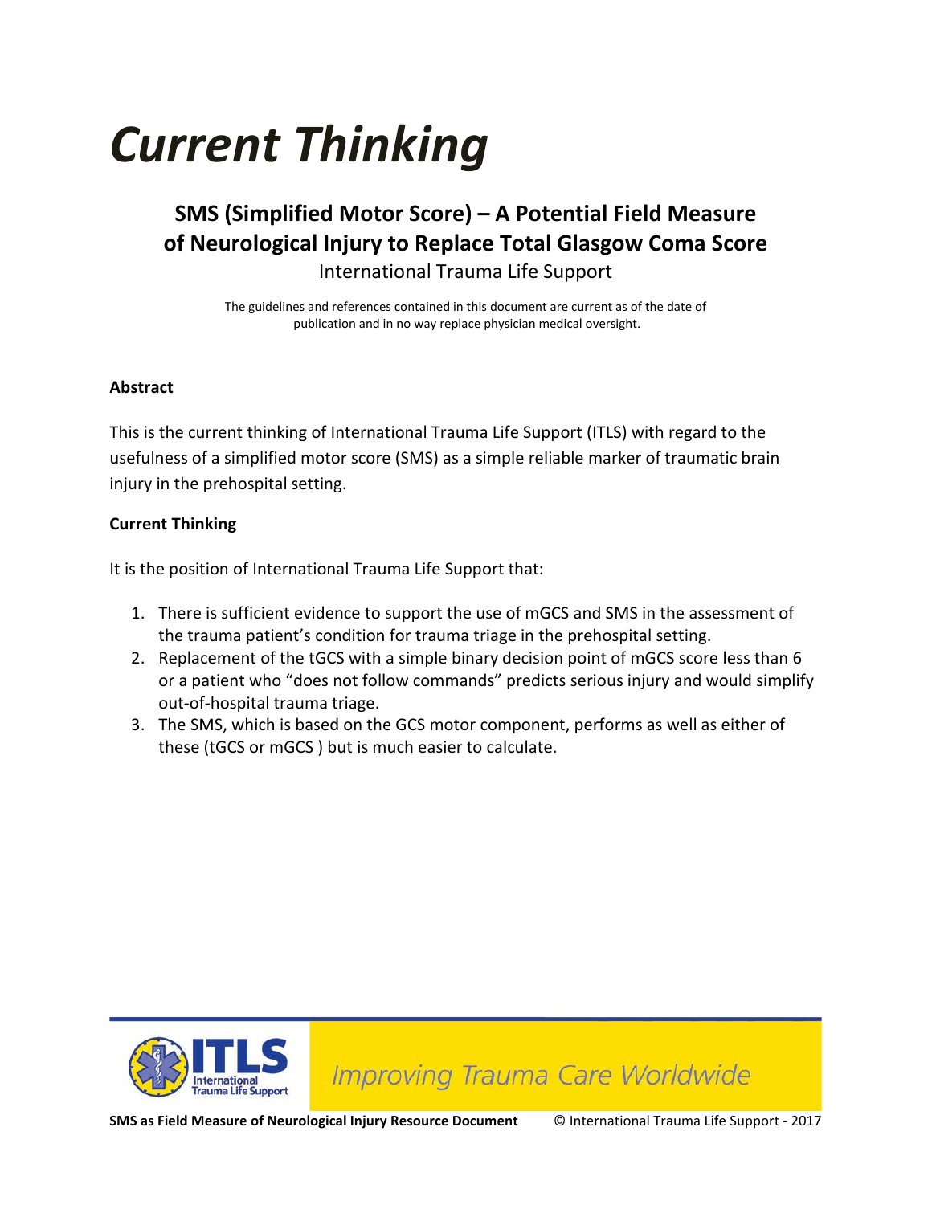# *Current Thinking*

## SMS (Simplified Motor Score) – A Potential Field Measure of Neurological Injury to Replace Total Glasgow Coma Score

International Trauma Life Support

The guidelines and references contained in this document are current as of the date of publication and in no way replace physician medical oversight.

**Abstract**

This is the current thinking of International Trauma Life Support (ITLS) with regard to the usefulness of a simplified motor score (SMS) as a simple reliable marker of traumatic brain injury in the prehospital setting.

**Current Thinking**

It is the position of International Trauma Life Support that:

1. There is sufficient evidence to support the use of mGCS and SMS in the assessment of the trauma patient's condition for trauma triage in the prehospital setting.
2. Replacement of the tGCS with a simple binary decision point of mGCS score less than 6 or a patient who "does not follow commands" predicts serious injury and would simplify out-of-hospital trauma triage.
3. The SMS, which is based on the GCS motor component, performs as well as either of these (tGCS or mGCS ) but is much easier to calculate.

Improving Trauma Care Worldwide